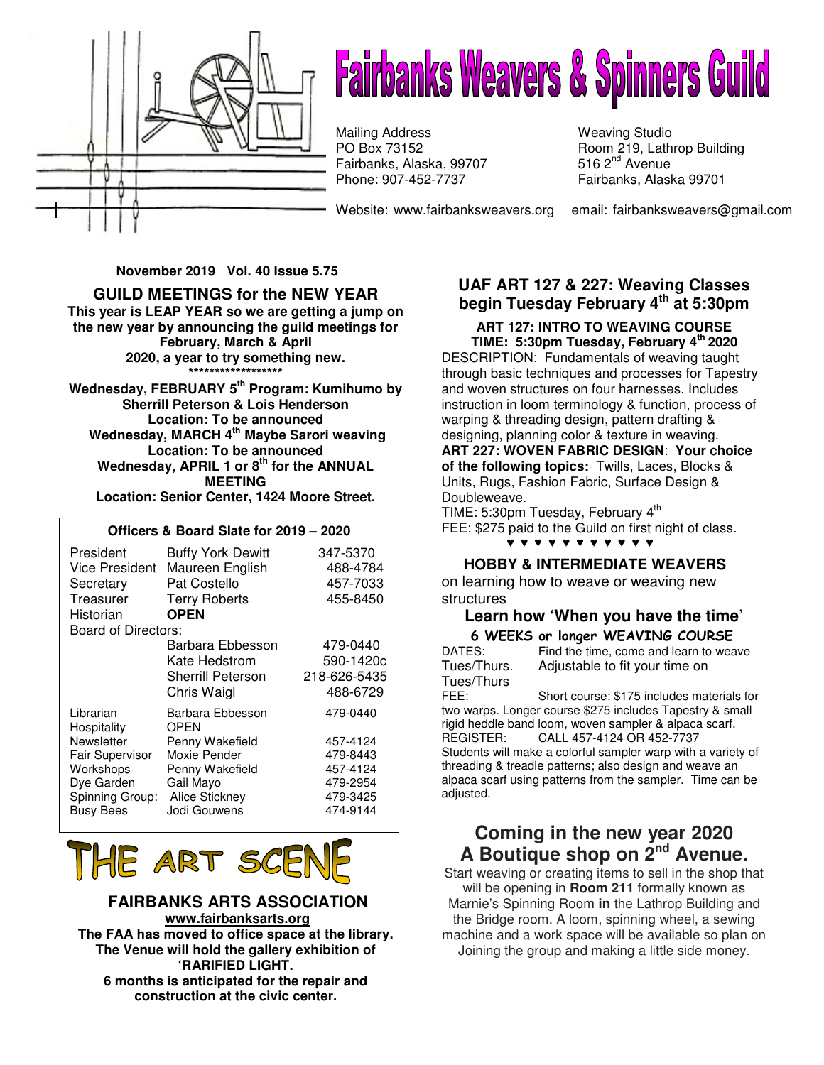# Fairbanks Weavers & Spinners Guild

Mailing Address
PO Box 73152
Fairbanks, Alaska, 99707
Phone: 907-452-7737

Weaving Studio
Room 219, Lathrop Building
516 2nd Avenue
Fairbanks, Alaska 99701

Website: www.fairbanksweavers.org email: fairbanksweavers@gmail.com

**November 2019 Vol. 40 Issue 5.75**

## GUILD MEETINGS for the NEW YEAR

**This year is LEAP YEAR so we are getting a jump on the new year by announcing the guild meetings for February, March & April 2020, a year to try something new.**

**\*\*\*\*\*\*\*\*\*\*\*\*\*\*\*\*\*\***

**Wednesday, FEBRUARY 5th Program: Kumihumo by Sherrill Peterson & Lois Henderson**
**Location: To be announced**
**Wednesday, MARCH 4th Maybe Sarori weaving**
**Location: To be announced**
**Wednesday, APRIL 1 or 8th for the ANNUAL MEETING**
**Location: Senior Center, 1424 Moore Street.**

**Officers & Board Slate for 2019 – 2020**

| | | |
|---|---|---|
| President | Buffy York Dewitt | 347-5370 |
| Vice President | Maureen English | 488-4784 |
| Secretary | Pat Costello | 457-7033 |
| Treasurer | Terry Roberts | 455-8450 |
| Historian | **OPEN** | |
| Board of Directors: | | |
| | Barbara Ebbesson | 479-0440 |
| | Kate Hedstrom | 590-1420c |
| | Sherrill Peterson | 218-626-5435 |
| | Chris Waigl | 488-6729 |
| Librarian | Barbara Ebbesson | 479-0440 |
| Hospitality | OPEN | |
| Newsletter | Penny Wakefield | 457-4124 |
| Fair Supervisor | Moxie Pender | 479-8443 |
| Workshops | Penny Wakefield | 457-4124 |
| Dye Garden | Gail Mayo | 479-2954 |
| Spinning Group: | Alice Stickney | 479-3425 |
| Busy Bees | Jodi Gouwens | 474-9144 |

# THE ART SCENE

### FAIRBANKS ARTS ASSOCIATION

**www.fairbanksarts.org**

**The FAA has moved to office space at the library. The Venue will hold the gallery exhibition of 'RARIFIED LIGHT. 6 months is anticipated for the repair and construction at the civic center.**

## UAF ART 127 & 227: Weaving Classes begin Tuesday February 4th at 5:30pm

**ART 127: INTRO TO WEAVING COURSE**
**TIME: 5:30pm Tuesday, February 4th 2020**

DESCRIPTION: Fundamentals of weaving taught through basic techniques and processes for Tapestry and woven structures on four harnesses. Includes instruction in loom terminology & function, process of warping & threading design, pattern drafting & designing, planning color & texture in weaving.

**ART 227: WOVEN FABRIC DESIGN**: **Your choice of the following topics:** Twills, Laces, Blocks & Units, Rugs, Fashion Fabric, Surface Design & Doubleweave.

TIME: 5:30pm Tuesday, February 4th
FEE: $275 paid to the Guild on first night of class.

♥ ♥ ♥ ♥ ♥ ♥ ♥ ♥ ♥ ♥ ♥

### HOBBY & INTERMEDIATE WEAVERS

on learning how to weave or weaving new structures

### Learn how 'When you have the time'

**6 WEEKS or longer WEAVING COURSE**

DATES: Find the time, come and learn to weave
Tues/Thurs. Adjustable to fit your time on Tues/Thurs
FEE: Short course: $175 includes materials for two warps. Longer course $275 includes Tapestry & small rigid heddle band loom, woven sampler & alpaca scarf.
REGISTER: CALL 457-4124 OR 452-7737

Students will make a colorful sampler warp with a variety of threading & treadle patterns; also design and weave an alpaca scarf using patterns from the sampler. Time can be adjusted.

## Coming in the new year 2020 A Boutique shop on 2nd Avenue.

Start weaving or creating items to sell in the shop that will be opening in **Room 211** formally known as Marnie's Spinning Room **in** the Lathrop Building and the Bridge room. A loom, spinning wheel, a sewing machine and a work space will be available so plan on Joining the group and making a little side money.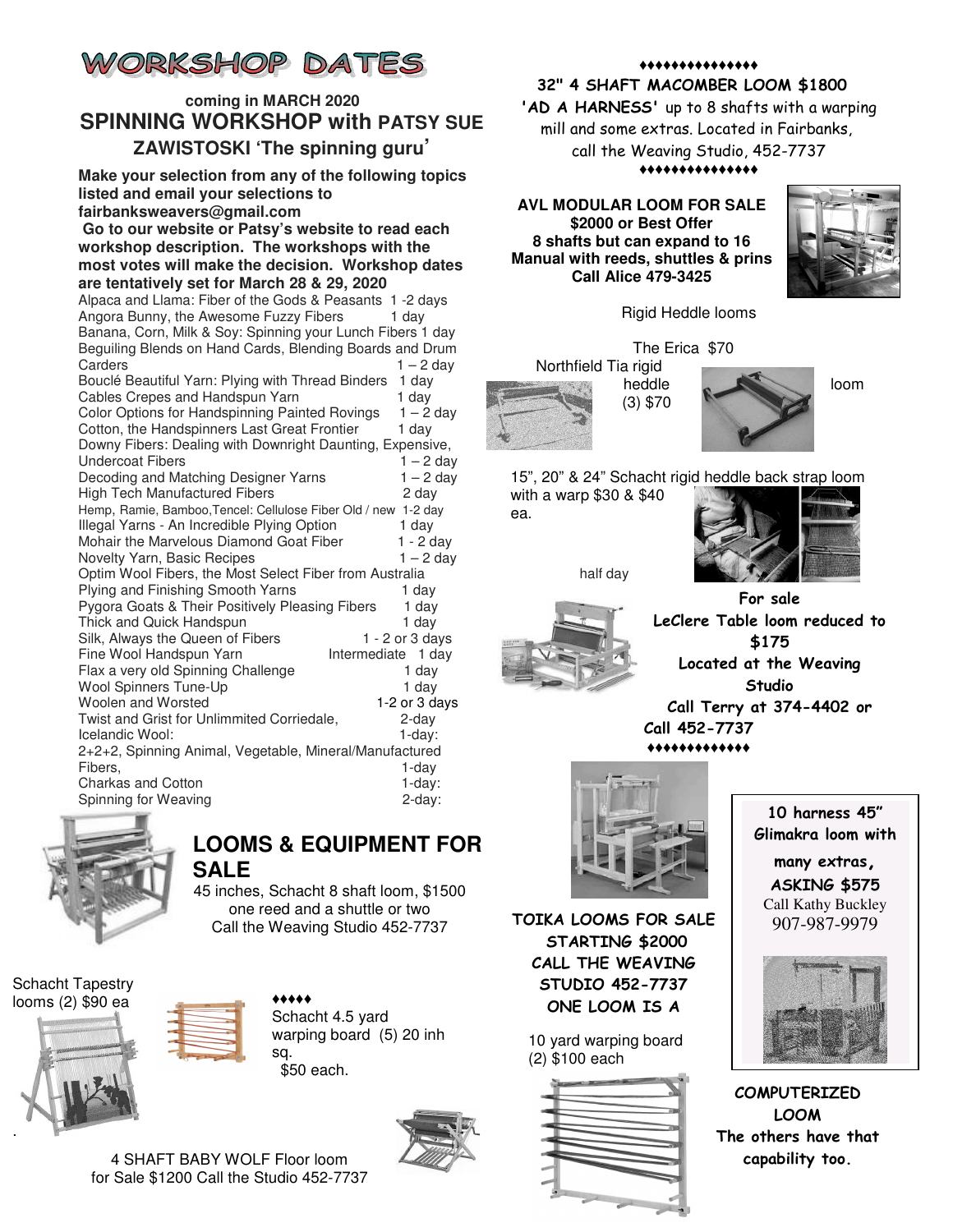# WORKSHOP DATES

### coming in MARCH 2020

## SPINNING WORKSHOP with PATSY SUE ZAWISTOSKI 'The spinning guru'

**Make your selection from any of the following topics listed and email your selections to fairbanksweavers@gmail.com**

**Go to our website or Patsy's website to read each workshop description. The workshops with the most votes will make the decision. Workshop dates are tentatively set for March 28 & 29, 2020**

| | |
|---|---|
| Alpaca and Llama: Fiber of the Gods & Peasants | 1 -2 days |
| Angora Bunny, the Awesome Fuzzy Fibers | 1 day |
| Banana, Corn, Milk & Soy: Spinning your Lunch Fibers | 1 day |
| Beguiling Blends on Hand Cards, Blending Boards and Drum Carders | 1 – 2 day |
| Bouclé Beautiful Yarn: Plying with Thread Binders | 1 day |
| Cables Crepes and Handspun Yarn | 1 day |
| Color Options for Handspinning Painted Rovings | 1 – 2 day |
| Cotton, the Handspinners Last Great Frontier | 1 day |
| Downy Fibers: Dealing with Downright Daunting, Expensive, Undercoat Fibers | 1 – 2 day |
| Decoding and Matching Designer Yarns | 1 – 2 day |
| High Tech Manufactured Fibers | 2 day |
| Hemp, Ramie, Bamboo,Tencel: Cellulose Fiber Old / new | 1-2 day |
| Illegal Yarns - An Incredible Plying Option | 1 day |
| Mohair the Marvelous Diamond Goat Fiber | 1 - 2 day |
| Novelty Yarn, Basic Recipes | 1 – 2 day |
| Optim Wool Fibers, the Most Select Fiber from Australia | half day |
| Plying and Finishing Smooth Yarns | 1 day |
| Pygora Goats & Their Positively Pleasing Fibers | 1 day |
| Thick and Quick Handspun | 1 day |
| Silk, Always the Queen of Fibers | 1 - 2 or 3 days |
| Fine Wool Handspun Yarn | Intermediate 1 day |
| Flax a very old Spinning Challenge | 1 day |
| Wool Spinners Tune-Up | 1 day |
| Woolen and Worsted | 1-2 or 3 days |
| Twist and Grist for Unlimmited Corriedale, | 2-day |
| Icelandic Wool: | 1-day: |
| 2+2+2, Spinning Animal, Vegetable, Mineral/Manufactured Fibers, | 1-day |
| Charkas and Cotton | 1-day: |
| Spinning for Weaving | 2-day: |

## LOOMS & EQUIPMENT FOR SALE

45 inches, Schacht 8 shaft loom, $1500
one reed and a shuttle or two
Call the Weaving Studio 452-7737

Schacht Tapestry looms (2) $90 ea

♦♦♦♦♦

Schacht 4.5 yard warping board (5) 20 inh sq.
$50 each.

4 SHAFT BABY WOLF Floor loom
for Sale $1200 Call the Studio 452-7737

♦♦♦♦♦♦♦♦♦♦♦♦♦♦♦

**32" 4 SHAFT MACOMBER LOOM $1800**

**'AD A HARNESS'** up to 8 shafts with a warping mill and some extras. Located in Fairbanks, call the Weaving Studio, 452-7737

♦♦♦♦♦♦♦♦♦♦♦♦♦♦♦

**AVL MODULAR LOOM FOR SALE**
**$2000 or Best Offer**
**8 shafts but can expand to 16**
**Manual with reeds, shuttles & prins**
**Call Alice 479-3425**

Rigid Heddle looms

The Erica $70

Northfield Tia rigid heddle loom (3) $70

15", 20" & 24" Schacht rigid heddle back strap loom with a warp $30 & $40 ea.

**For sale**
**LeClere Table loom reduced to $175**
**Located at the Weaving Studio**
**Call Terry at 374-4402 or Call 452-7737**

♦♦♦♦♦♦♦♦♦♦♦♦♦

**TOIKA LOOMS FOR SALE STARTING $2000**
**CALL THE WEAVING STUDIO 452-7737**
**ONE LOOM IS A COMPUTERIZED LOOM**
**The others have that capability too.**

10 yard warping board (2) $100 each

**10 harness 45" Glimakra loom with many extras, ASKING $575**
Call Kathy Buckley
907-987-9979